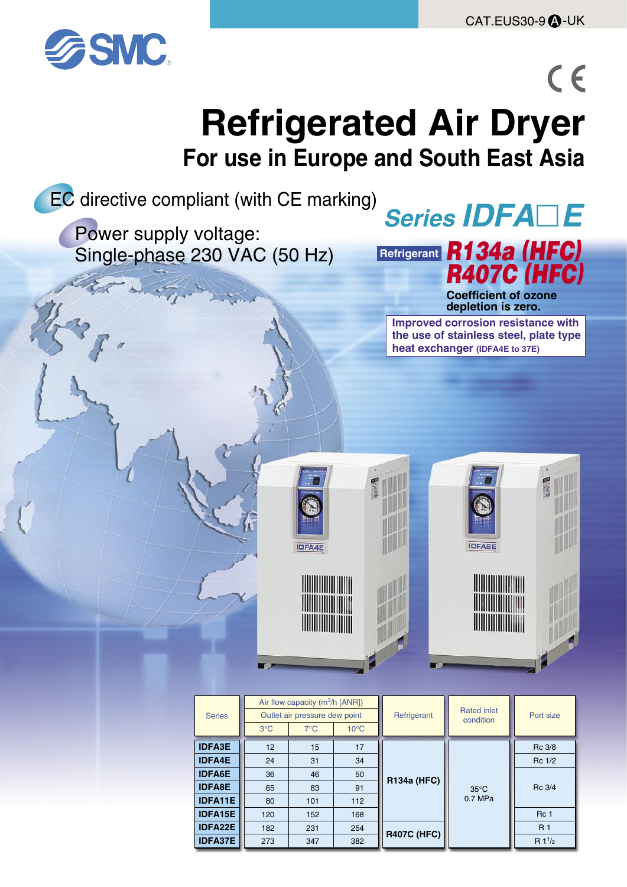CAT.EUS30-9 Ⓐ-UK

SMC

CE

# Refrigerated Air Dryer

## For use in Europe and South East Asia

EC directive compliant (with CE marking)

Power supply voltage:
Single-phase 230 VAC (50 Hz)

## Series IDFA□E

**Refrigerant** ***R134a (HFC)***
***R407C (HFC)***

**Coefficient of ozone depletion is zero.**

**Improved corrosion resistance with the use of stainless steel, plate type heat exchanger** **(IDFA4E to 37E)**

IDFA4E

IDFA6E

| Series | Air flow capacity ($m^3$/h [ANR]) Outlet air pressure dew point | | | Refrigerant | Rated inlet condition | Port size |
|---|---|---|---|---|---|---|
| | 3°C | 7°C | 10°C | | | |
| **IDFA3E** | 12 | 15 | 17 | R134a (HFC) | 35°C 0.7 MPa | Rc 3/8 |
| **IDFA4E** | 24 | 31 | 34 | R134a (HFC) | 35°C 0.7 MPa | Rc 1/2 |
| **IDFA6E** | 36 | 46 | 50 | R134a (HFC) | 35°C 0.7 MPa | Rc 3/4 |
| **IDFA8E** | 65 | 83 | 91 | R134a (HFC) | 35°C 0.7 MPa | Rc 3/4 |
| **IDFA11E** | 80 | 101 | 112 | R134a (HFC) | 35°C 0.7 MPa | Rc 3/4 |
| **IDFA15E** | 120 | 152 | 168 | R134a (HFC) | 35°C 0.7 MPa | Rc 1 |
| **IDFA22E** | 182 | 231 | 254 | R407C (HFC) | 35°C 0.7 MPa | R 1 |
| **IDFA37E** | 273 | 347 | 382 | R407C (HFC) | 35°C 0.7 MPa | R 1 1/2 |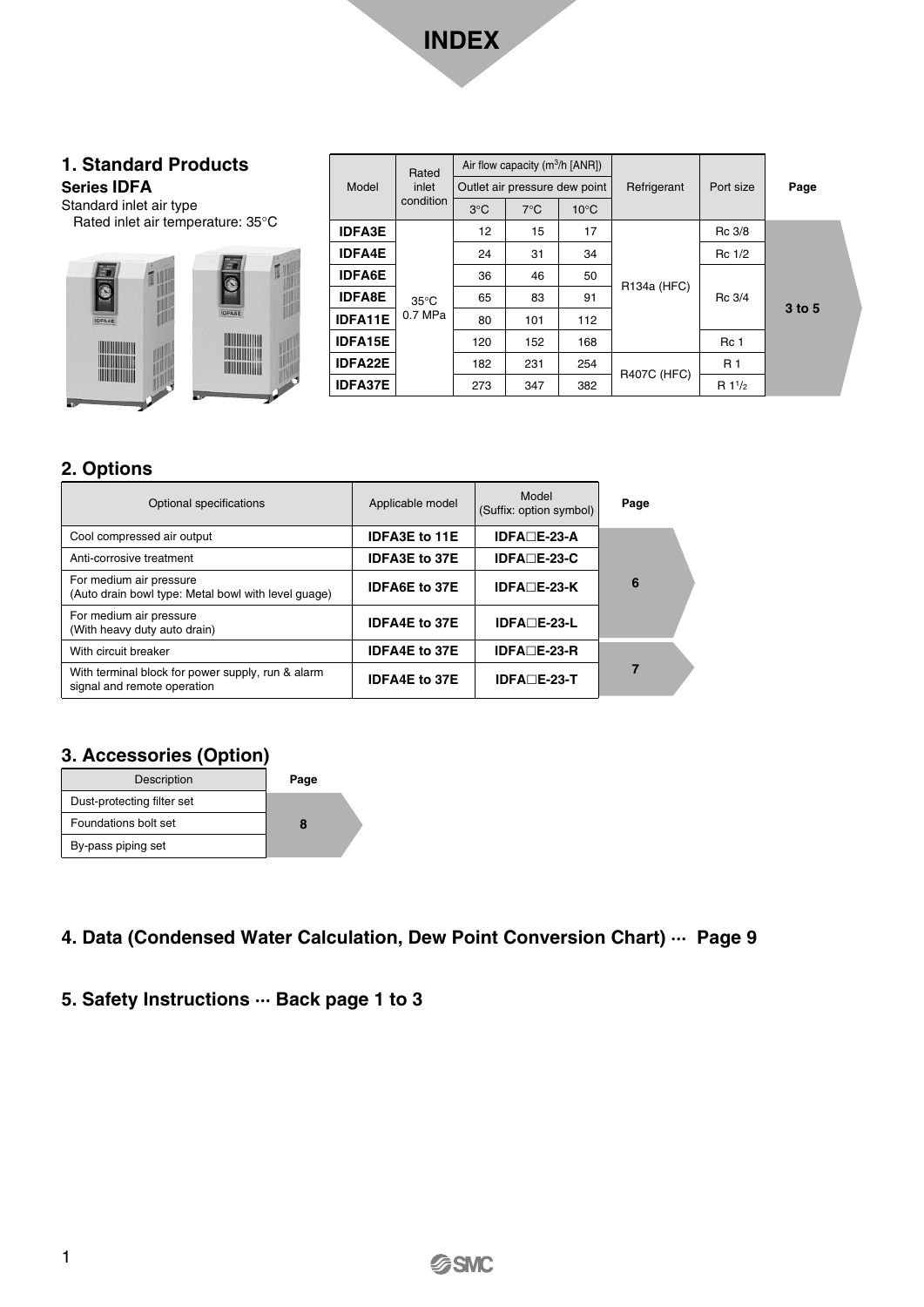# INDEX

## 1. Standard Products

**Series IDFA**

Standard inlet air type
Rated inlet air temperature: 35°C

| Model | Rated inlet condition | Air flow capacity ($m^3$/h [ANR]) | | | Refrigerant | Port size | Page |
|---|---|---|---|---|---|---|---|
| | | Outlet air pressure dew point | | | | | |
| | | 3°C | 7°C | 10°C | | | |
| **IDFA3E** | 35°C 0.7 MPa | 12 | 15 | 17 | R134a (HFC) | Rc 3/8 | 3 to 5 |
| **IDFA4E** | | 24 | 31 | 34 | | Rc 1/2 | |
| **IDFA6E** | | 36 | 46 | 50 | | Rc 3/4 | |
| **IDFA8E** | | 65 | 83 | 91 | | | |
| **IDFA11E** | | 80 | 101 | 112 | | | |
| **IDFA15E** | | 120 | 152 | 168 | | Rc 1 | |
| **IDFA22E** | | 182 | 231 | 254 | R407C (HFC) | R 1 | |
| **IDFA37E** | | 273 | 347 | 382 | | R 1 1/2 | |

## 2. Options

| Optional specifications | Applicable model | Model (Suffix: option symbol) | Page |
|---|---|---|---|
| Cool compressed air output | **IDFA3E to 11E** | **IDFA□E-23-A** | 6 |
| Anti-corrosive treatment | **IDFA3E to 37E** | **IDFA□E-23-C** | |
| For medium air pressure (Auto drain bowl type: Metal bowl with level guage) | **IDFA6E to 37E** | **IDFA□E-23-K** | |
| For medium air pressure (With heavy duty auto drain) | **IDFA4E to 37E** | **IDFA□E-23-L** | |
| With circuit breaker | **IDFA4E to 37E** | **IDFA□E-23-R** | 7 |
| With terminal block for power supply, run & alarm signal and remote operation | **IDFA4E to 37E** | **IDFA□E-23-T** | |

## 3. Accessories (Option)

| Description | Page |
|---|---|
| Dust-protecting filter set | 8 |
| Foundations bolt set | |
| By-pass piping set | |

## 4. Data (Condensed Water Calculation, Dew Point Conversion Chart) ··· Page 9

## 5. Safety Instructions ··· Back page 1 to 3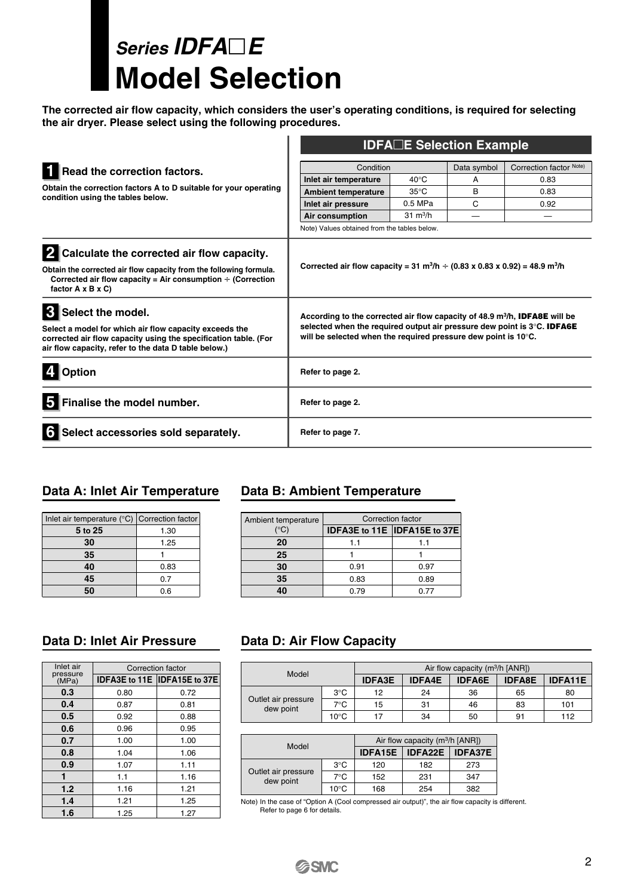# *Series IDFA□E*
# Model Selection

**The corrected air flow capacity, which considers the user's operating conditions, is required for selecting the air dryer. Please select using the following procedures.**

## IDFA□E Selection Example

### 1 Read the correction factors.

**Obtain the correction factors A to D suitable for your operating condition using the tables below.**

| Condition | | Data symbol | Correction factor Note) |
|---|---|---|---|
| **Inlet air temperature** | 40°C | A | 0.83 |
| **Ambient temperature** | 35°C | B | 0.83 |
| **Inlet air pressure** | 0.5 MPa | C | 0.92 |
| **Air consumption** | 31 $m^3$/h | — | — |

Note) Values obtained from the tables below.

### 2 Calculate the corrected air flow capacity.

**Obtain the corrected air flow capacity from the following formula.**
**Corrected air flow capacity = Air consumption ÷ (Correction factor A x B x C)**

**Corrected air flow capacity = 31 $m^3$/h ÷ (0.83 x 0.83 x 0.92) = 48.9 $m^3$/h**

### 3 Select the model.

**Select a model for which air flow capacity exceeds the corrected air flow capacity using the specification table. (For air flow capacity, refer to the data D table below.)**

**According to the corrected air flow capacity of 48.9 $m^3$/h, IDFA8E will be selected when the required output air pressure dew point is 3°C. IDFA6E will be selected when the required pressure dew point is 10°C.**

### 4 Option

**Refer to page 2.**

### 5 Finalise the model number.

**Refer to page 2.**

### 6 Select accessories sold separately.

**Refer to page 7.**

## Data A: Inlet Air Temperature

| Inlet air temperature (°C) | Correction factor |
|---|---|
| **5 to 25** | 1.30 |
| **30** | 1.25 |
| **35** | 1 |
| **40** | 0.83 |
| **45** | 0.7 |
| **50** | 0.6 |

## Data B: Ambient Temperature

| Ambient temperature (°C) | Correction factor | |
|---|---|---|
| | **IDFA3E to 11E** | **IDFA15E to 37E** |
| **20** | 1.1 | 1.1 |
| **25** | 1 | 1 |
| **30** | 0.91 | 0.97 |
| **35** | 0.83 | 0.89 |
| **40** | 0.79 | 0.77 |

## Data D: Inlet Air Pressure

| Inlet air pressure (MPa) | Correction factor | |
|---|---|---|
| | **IDFA3E to 11E** | **IDFA15E to 37E** |
| **0.3** | 0.80 | 0.72 |
| **0.4** | 0.87 | 0.81 |
| **0.5** | 0.92 | 0.88 |
| **0.6** | 0.96 | 0.95 |
| **0.7** | 1.00 | 1.00 |
| **0.8** | 1.04 | 1.06 |
| **0.9** | 1.07 | 1.11 |
| **1** | 1.1 | 1.16 |
| **1.2** | 1.16 | 1.21 |
| **1.4** | 1.21 | 1.25 |
| **1.6** | 1.25 | 1.27 |

## Data D: Air Flow Capacity

| Model | | Air flow capacity ($m^3$/h [ANR]) | | | | |
|---|---|---|---|---|---|---|
| | | **IDFA3E** | **IDFA4E** | **IDFA6E** | **IDFA8E** | **IDFA11E** |
| Outlet air pressure dew point | 3°C | 12 | 24 | 36 | 65 | 80 |
| | 7°C | 15 | 31 | 46 | 83 | 101 |
| | 10°C | 17 | 34 | 50 | 91 | 112 |

| Model | | Air flow capacity ($m^3$/h [ANR]) | | |
|---|---|---|---|---|
| | | **IDFA15E** | **IDFA22E** | **IDFA37E** |
| Outlet air pressure dew point | 3°C | 120 | 182 | 273 |
| | 7°C | 152 | 231 | 347 |
| | 10°C | 168 | 254 | 382 |

Note) In the case of "Option A (Cool compressed air output)", the air flow capacity is different.
Refer to page 6 for details.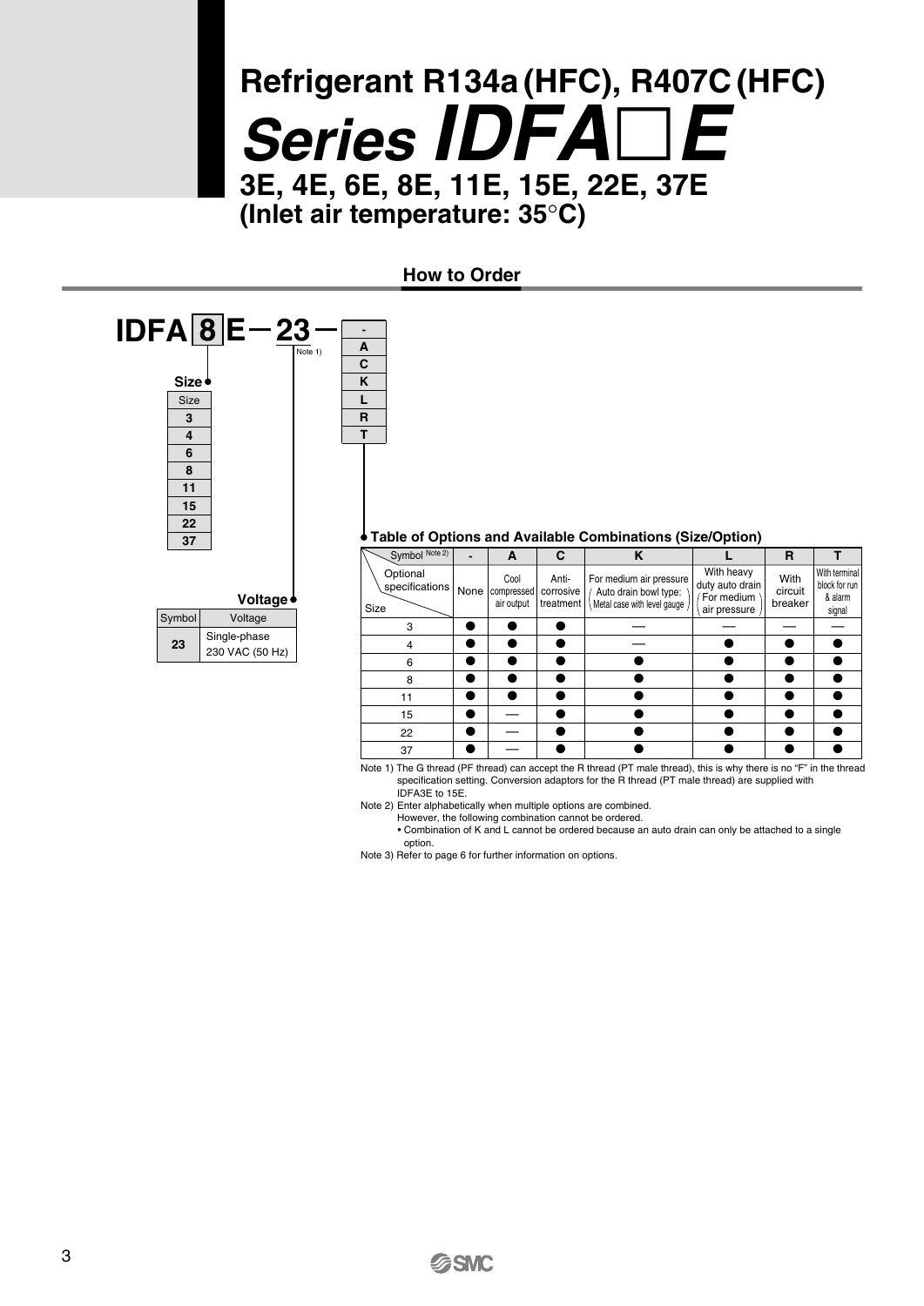# Refrigerant R134a (HFC), R407C (HFC)

# Series IDFA□E

## 3E, 4E, 6E, 8E, 11E, 15E, 22E, 37E
## (Inlet air temperature: 35°C)

### How to Order

**IDFA 8 E — 23 —** (Note 1)

Option: - / A / C / K / L / R / T

**Size**

| Size |
|---|
| 3 |
| 4 |
| 6 |
| 8 |
| 11 |
| 15 |
| 22 |
| 37 |

**Voltage**

| Symbol | Voltage |
|---|---|
| 23 | Single-phase 230 VAC (50 Hz) |

**Table of Options and Available Combinations (Size/Option)**

| Symbol Note 2) / Optional specifications / Size | - | A | C | K | L | R | T |
|---|---|---|---|---|---|---|---|
| | None | Cool compressed air output | Anti-corrosive treatment | For medium air pressure (Auto drain bowl type: Metal case with level gauge) | With heavy duty auto drain (For medium air pressure) | With circuit breaker | With terminal block for run & alarm signal |
| 3 | ● | ● | ● | — | — | — | — |
| 4 | ● | ● | ● | — | ● | ● | ● |
| 6 | ● | ● | ● | ● | ● | ● | ● |
| 8 | ● | ● | ● | ● | ● | ● | ● |
| 11 | ● | ● | ● | ● | ● | ● | ● |
| 15 | ● | — | ● | ● | ● | ● | ● |
| 22 | ● | — | ● | ● | ● | ● | ● |
| 37 | ● | — | ● | ● | ● | ● | ● |

Note 1) The G thread (PF thread) can accept the R thread (PT male thread), this is why there is no "F" in the thread specification setting. Conversion adaptors for the R thread (PT male thread) are supplied with IDFA3E to 15E.

Note 2) Enter alphabetically when multiple options are combined.
However, the following combination cannot be ordered.
• Combination of K and L cannot be ordered because an auto drain can only be attached to a single option.

Note 3) Refer to page 6 for further information on options.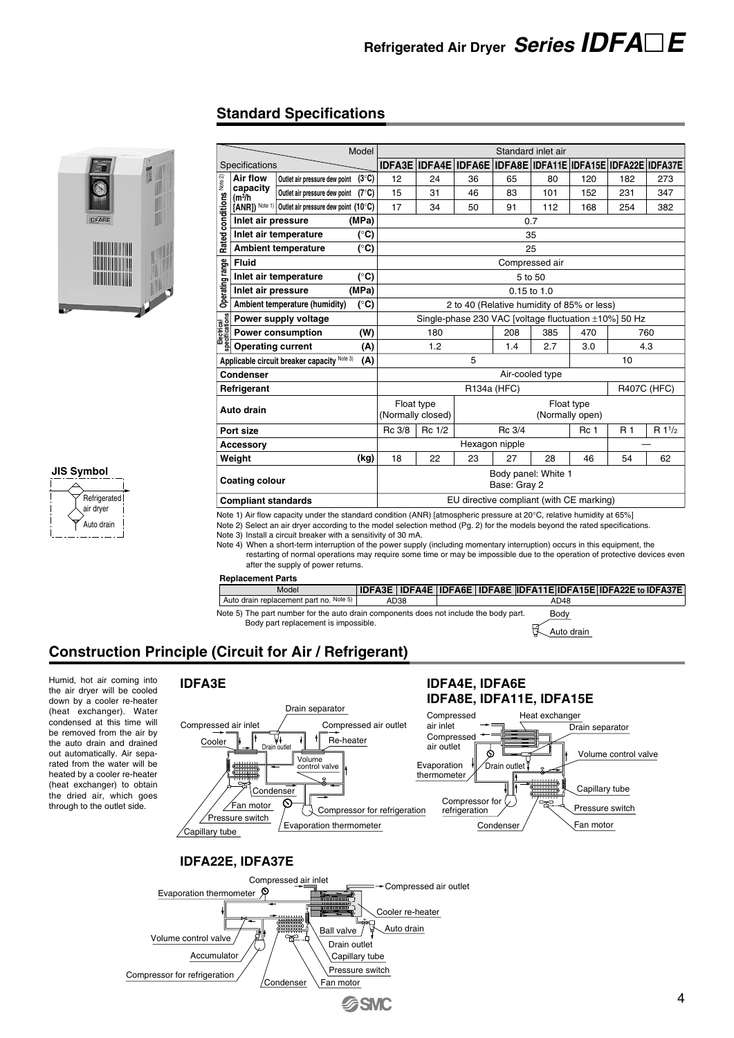## Standard Specifications

| Specifications | | | Model | Standard inlet air | | | | | | | |
|---|---|---|---|---|---|---|---|---|---|---|---|
| | | | | IDFA3E | IDFA4E | IDFA6E | IDFA8E | IDFA11E | IDFA15E | IDFA22E | IDFA37E |
| Rated conditions Note 2) | Air flow capacity (m³/h [ANR]) Note 1) | Outlet air pressure dew point | (3°C) | 12 | 24 | 36 | 65 | 80 | 120 | 182 | 273 |
| | | Outlet air pressure dew point | (7°C) | 15 | 31 | 46 | 83 | 101 | 152 | 231 | 347 |
| | | Outlet air pressure dew point | (10°C) | 17 | 34 | 50 | 91 | 112 | 168 | 254 | 382 |
| | Inlet air pressure | | (MPa) | 0.7 | | | | | | | |
| | Inlet air temperature | | (°C) | 35 | | | | | | | |
| | Ambient temperature | | (°C) | 25 | | | | | | | |
| Operating range | Fluid | | | Compressed air | | | | | | | |
| | Inlet air temperature | | (°C) | 5 to 50 | | | | | | | |
| | Inlet air pressure | | (MPa) | 0.15 to 1.0 | | | | | | | |
| | Ambient temperature (humidity) | | (°C) | 2 to 40 (Relative humidity of 85% or less) | | | | | | | |
| Electrical specifications | Power supply voltage | | | Single-phase 230 VAC [voltage fluctuation ±10%] 50 Hz | | | | | | | |
| | Power consumption | | (W) | 180 | | | 208 | 385 | 470 | 760 | |
| | Operating current | | (A) | 1.2 | | | 1.4 | 2.7 | 3.0 | 4.3 | |
| Applicable circuit breaker capacity Note 3) | | | (A) | 5 | | | | | 10 | | |
| Condenser | | | | Air-cooled type | | | | | | | |
| Refrigerant | | | | R134a (HFC) | | | | | | R407C (HFC) | |
| Auto drain | | | | Float type (Normally closed) | | Float type (Normally open) | | | | | |
| Port size | | | | Rc 3/8 | Rc 1/2 | Rc 3/4 | | | Rc 1 | R 1 | R 1 1/2 |
| Accessory | | | | Hexagon nipple | | | | | | — | |
| Weight | | | (kg) | 18 | 22 | 23 | 27 | 28 | 46 | 54 | 62 |
| Coating colour | | | | Body panel: White 1<br>Base: Gray 2 | | | | | | | |
| Compliant standards | | | | EU directive compliant (with CE marking) | | | | | | | |

Note 1) Air flow capacity under the standard condition (ANR) [atmospheric pressure at 20°C, relative humidity at 65%]
Note 2) Select an air dryer according to the model selection method (Pg. 2) for the models beyond the rated specifications.
Note 3) Install a circuit breaker with a sensitivity of 30 mA.
Note 4) When a short-term interruption of the power supply (including momentary interruption) occurs in this equipment, the restarting of normal operations may require some time or may be impossible due to the operation of protective devices even after the supply of power returns.

**JIS Symbol**

Refrigerated air dryer
Auto drain

**Replacement Parts**

| Model | IDFA3E | IDFA4E | IDFA6E | IDFA8E | IDFA11E | IDFA15E | IDFA22E to IDFA37E |
|---|---|---|---|---|---|---|---|
| Auto drain replacement part no. Note 5) | AD38 | | AD48 | | | | |

Note 5) The part number for the auto drain components does not include the body part. Body part replacement is impossible.

Body
Auto drain

## Construction Principle (Circuit for Air / Refrigerant)

Humid, hot air coming into the air dryer will be cooled down by a cooler re-heater (heat exchanger). Water condensed at this time will be removed from the air by the auto drain and drained out automatically. Air separated from the water will be heated by a cooler re-heater (heat exchanger) to obtain the dried air, which goes through to the outlet side.

### IDFA3E

Drain separator, Compressed air inlet, Compressed air outlet, Cooler, Drain outlet, Re-heater, Volume control valve, Condenser, Fan motor, Compressor for refrigeration, Pressure switch, Evaporation thermometer, Capillary tube

### IDFA4E, IDFA6E, IDFA8E, IDFA11E, IDFA15E

Compressed air inlet, Heat exchanger, Drain separator, Compressed air outlet, Volume control valve, Evaporation thermometer, Drain outlet, Capillary tube, Compressor for refrigeration, Pressure switch, Condenser, Fan motor

### IDFA22E, IDFA37E

Compressed air inlet, Compressed air outlet, Evaporation thermometer, Cooler re-heater, Auto drain, Ball valve, Volume control valve, Drain outlet, Accumulator, Capillary tube, Pressure switch, Compressor for refrigeration, Condenser, Fan motor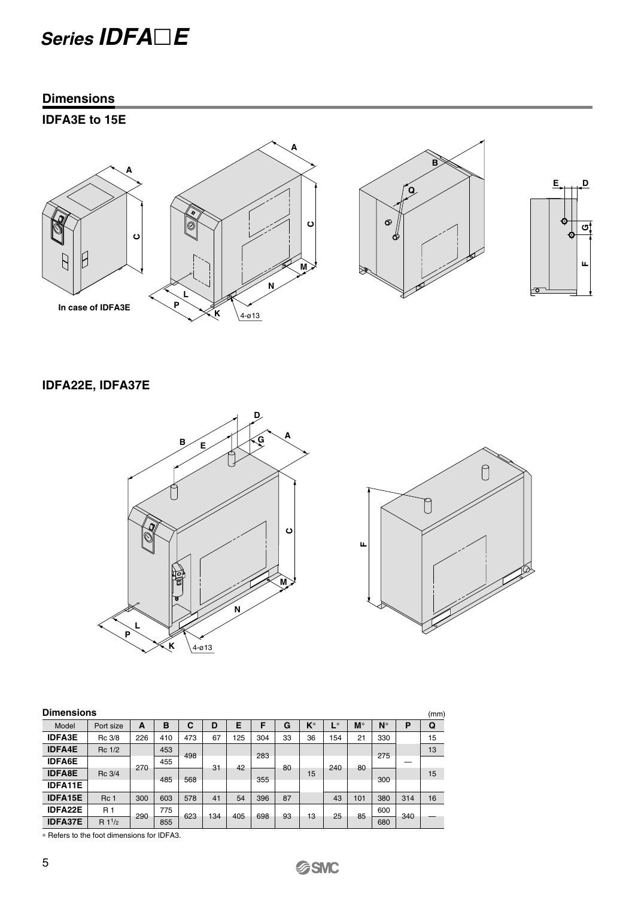# Series IDFA□E

## Dimensions

### IDFA3E to 15E

In case of IDFA3E

### IDFA22E, IDFA37E

**Dimensions** (mm)

| Model | Port size | A | B | C | D | E | F | G | K* | L* | M* | N* | P | Q |
|---|---|---|---|---|---|---|---|---|---|---|---|---|---|---|
| IDFA3E | Rc 3/8 | 226 | 410 | 473 | 67 | 125 | 304 | 33 | 36 | 154 | 21 | 330 | | 15 |
| IDFA4E | Rc 1/2 | 270 | 453 | 498 | 31 | 42 | 283 | 80 | 15 | 240 | 80 | 275 | — | 13 |
| IDFA6E | Rc 3/4 | 270 | 455 | 498 | 31 | 42 | 283 | 80 | 15 | 240 | 80 | 275 | — | 15 |
| IDFA8E | Rc 3/4 | 270 | 485 | 568 | 31 | 42 | 355 | 80 | 15 | 240 | 80 | 300 | — | 15 |
| IDFA11E | Rc 3/4 | 270 | 485 | 568 | 31 | 42 | 355 | 80 | 15 | 240 | 80 | 300 | — | 15 |
| IDFA15E | Rc 1 | 300 | 603 | 578 | 41 | 54 | 396 | 87 | 15 | 43 | 101 | 380 | 314 | 16 |
| IDFA22E | R 1 | 290 | 775 | 623 | 134 | 405 | 698 | 93 | 13 | 25 | 85 | 600 | 340 | — |
| IDFA37E | R 1 1/2 | 290 | 855 | 623 | 134 | 405 | 698 | 93 | 13 | 25 | 85 | 680 | 340 | — |

* Refers to the foot dimensions for IDFA3.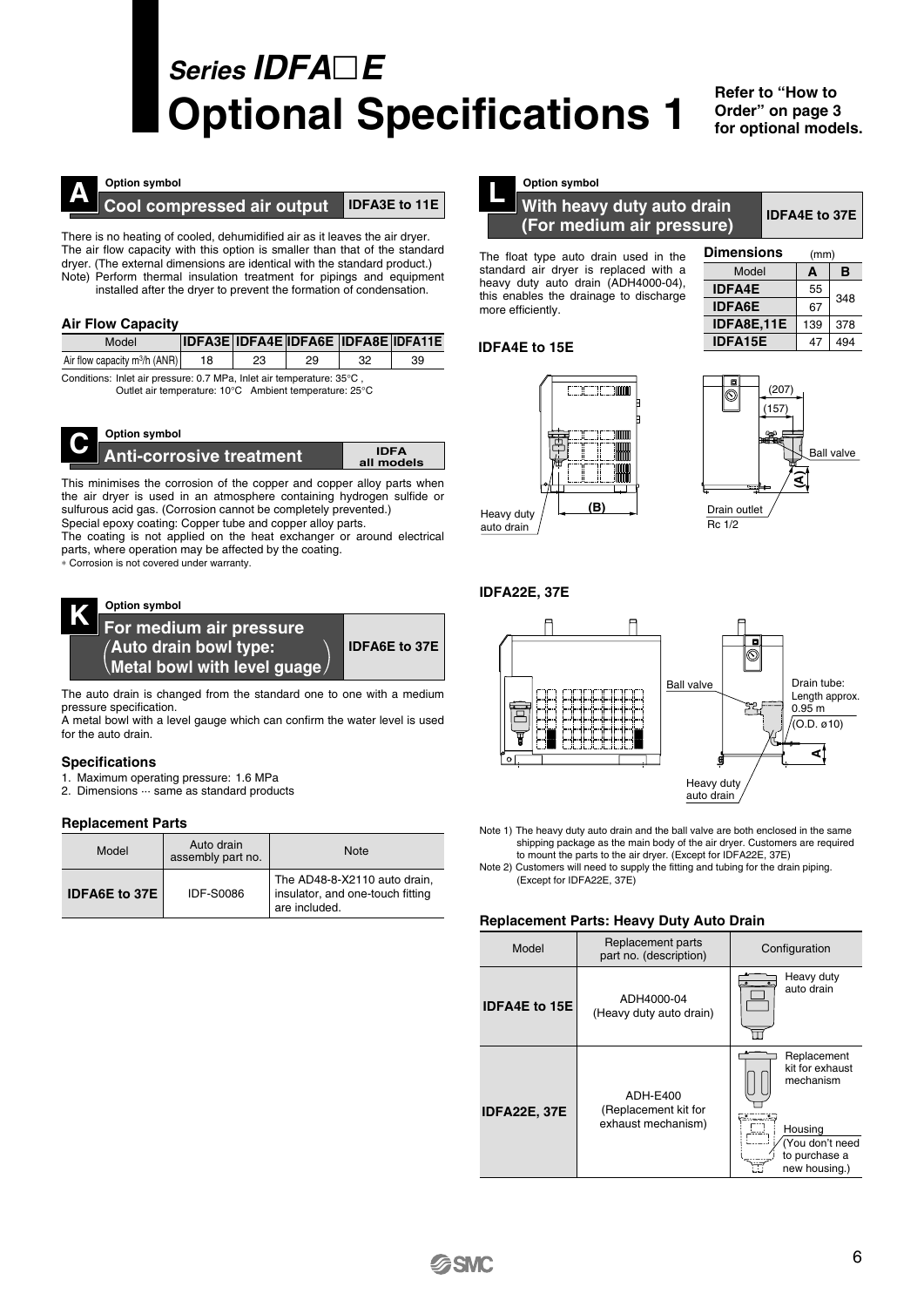# Series IDFA□E

# Optional Specifications 1

Refer to "How to Order" on page 3 for optional models.

## A — Option symbol: Cool compressed air output — IDFA3E to 11E

There is no heating of cooled, dehumidified air as it leaves the air dryer. The air flow capacity with this option is smaller than that of the standard dryer. (The external dimensions are identical with the standard product.)

Note) Perform thermal insulation treatment for pipings and equipment installed after the dryer to prevent the formation of condensation.

### Air Flow Capacity

| Model | IDFA3E | IDFA4E | IDFA6E | IDFA8E | IDFA11E |
|---|---|---|---|---|---|
| Air flow capacity $m^3/h$ (ANR) | 18 | 23 | 29 | 32 | 39 |

Conditions: Inlet air pressure: 0.7 MPa, Inlet air temperature: 35°C, Outlet air temperature: 10°C Ambient temperature: 25°C

## C — Option symbol: Anti-corrosive treatment — IDFA all models

This minimises the corrosion of the copper and copper alloy parts when the air dryer is used in an atmosphere containing hydrogen sulfide or sulfurous acid gas. (Corrosion cannot be completely prevented.)

Special epoxy coating: Copper tube and copper alloy parts.

The coating is not applied on the heat exchanger or around electrical parts, where operation may be affected by the coating.

* Corrosion is not covered under warranty.

## K — Option symbol: For medium air pressure (Auto drain bowl type: Metal bowl with level guage) — IDFA6E to 37E

The auto drain is changed from the standard one to one with a medium pressure specification.

A metal bowl with a level gauge which can confirm the water level is used for the auto drain.

### Specifications

1. Maximum operating pressure: 1.6 MPa
2. Dimensions ··· same as standard products

### Replacement Parts

| Model | Auto drain assembly part no. | Note |
|---|---|---|
| IDFA6E to 37E | IDF-S0086 | The AD48-8-X2110 auto drain, insulator, and one-touch fitting are included. |

## L — Option symbol: With heavy duty auto drain (For medium air pressure) — IDFA4E to 37E

The float type auto drain used in the standard air dryer is replaced with a heavy duty auto drain (ADH4000-04), this enables the drainage to discharge more efficiently.

### Dimensions (mm)

| Model | A | B |
|---|---|---|
| IDFA4E | 55 | 348 |
| IDFA6E | 67 | 348 |
| IDFA8E,11E | 139 | 378 |
| IDFA15E | 47 | 494 |

### IDFA4E to 15E

Heavy duty auto drain, (B), (207), (157), Ball valve, (A), Drain outlet Rc 1/2

### IDFA22E, 37E

Ball valve, Drain tube: Length approx. 0.95 m (O.D. ø10), A, Heavy duty auto drain

Note 1) The heavy duty auto drain and the ball valve are both enclosed in the same shipping package as the main body of the air dryer. Customers are required to mount the parts to the air dryer. (Except for IDFA22E, 37E)

Note 2) Customers will need to supply the fitting and tubing for the drain piping. (Except for IDFA22E, 37E)

### Replacement Parts: Heavy Duty Auto Drain

| Model | Replacement parts part no. (description) | Configuration |
|---|---|---|
| IDFA4E to 15E | ADH4000-04 (Heavy duty auto drain) | Heavy duty auto drain |
| IDFA22E, 37E | ADH-E400 (Replacement kit for exhaust mechanism) | Replacement kit for exhaust mechanism; Housing (You don't need to purchase a new housing.) |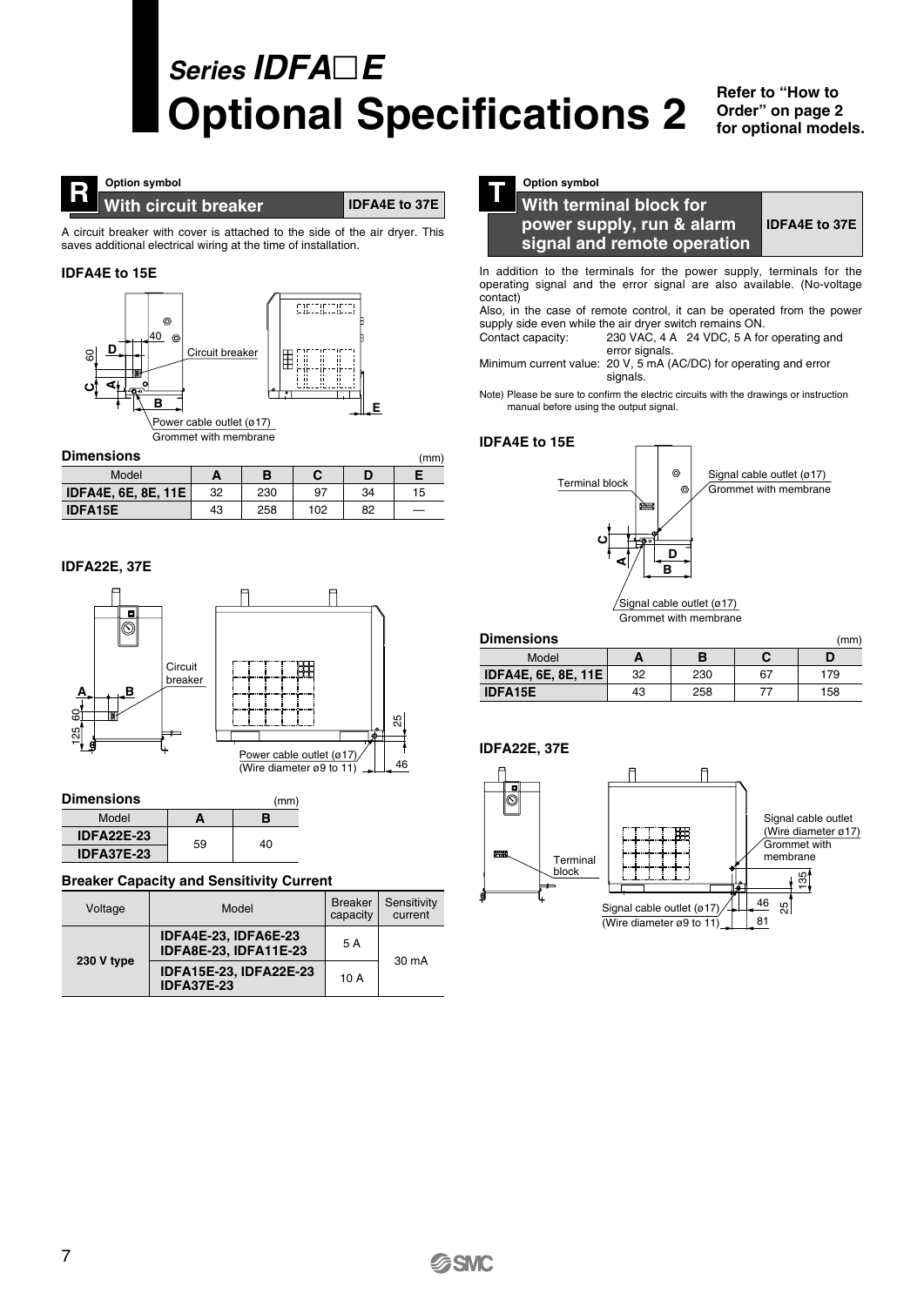# Series IDFA□E
# Optional Specifications 2

**Refer to "How to Order" on page 2 for optional models.**

## R Option symbol
### With circuit breaker — IDFA4E to 37E

A circuit breaker with cover is attached to the side of the air dryer. This saves additional electrical wiring at the time of installation.

#### IDFA4E to 15E

Circuit breaker

Power cable outlet (ø17)
Grommet with membrane

**Dimensions** (mm)

| Model | A | B | C | D | E |
|---|---|---|---|---|---|
| IDFA4E, 6E, 8E, 11E | 32 | 230 | 97 | 34 | 15 |
| IDFA15E | 43 | 258 | 102 | 82 | — |

#### IDFA22E, 37E

Circuit breaker

Power cable outlet (ø17)
(Wire diameter ø9 to 11)

**Dimensions** (mm)

| Model | A | B |
|---|---|---|
| IDFA22E-23 | 59 | 40 |
| IDFA37E-23 | | |

**Breaker Capacity and Sensitivity Current**

| Voltage | Model | Breaker capacity | Sensitivity current |
|---|---|---|---|
| 230 V type | IDFA4E-23, IDFA6E-23 IDFA8E-23, IDFA11E-23 | 5 A | 30 mA |
| | IDFA15E-23, IDFA22E-23 IDFA37E-23 | 10 A | |

## T Option symbol
### With terminal block for power supply, run & alarm signal and remote operation — IDFA4E to 37E

In addition to the terminals for the power supply, terminals for the operating signal and the error signal are also available. (No-voltage contact)
Also, in the case of remote control, it can be operated from the power supply side even while the air dryer switch remains ON.

Contact capacity: 230 VAC, 4 A 24 VDC, 5 A for operating and error signals.
Minimum current value: 20 V, 5 mA (AC/DC) for operating and error signals.

Note) Please be sure to confirm the electric circuits with the drawings or instruction manual before using the output signal.

#### IDFA4E to 15E

Terminal block

Signal cable outlet (ø17)
Grommet with membrane

**Dimensions** (mm)

| Model | A | B | C | D |
|---|---|---|---|---|
| IDFA4E, 6E, 8E, 11E | 32 | 230 | 67 | 179 |
| IDFA15E | 43 | 258 | 77 | 158 |

#### IDFA22E, 37E

Terminal block

Signal cable outlet (Wire diameter ø17)
Grommet with membrane

Signal cable outlet (ø17)
(Wire diameter ø9 to 11)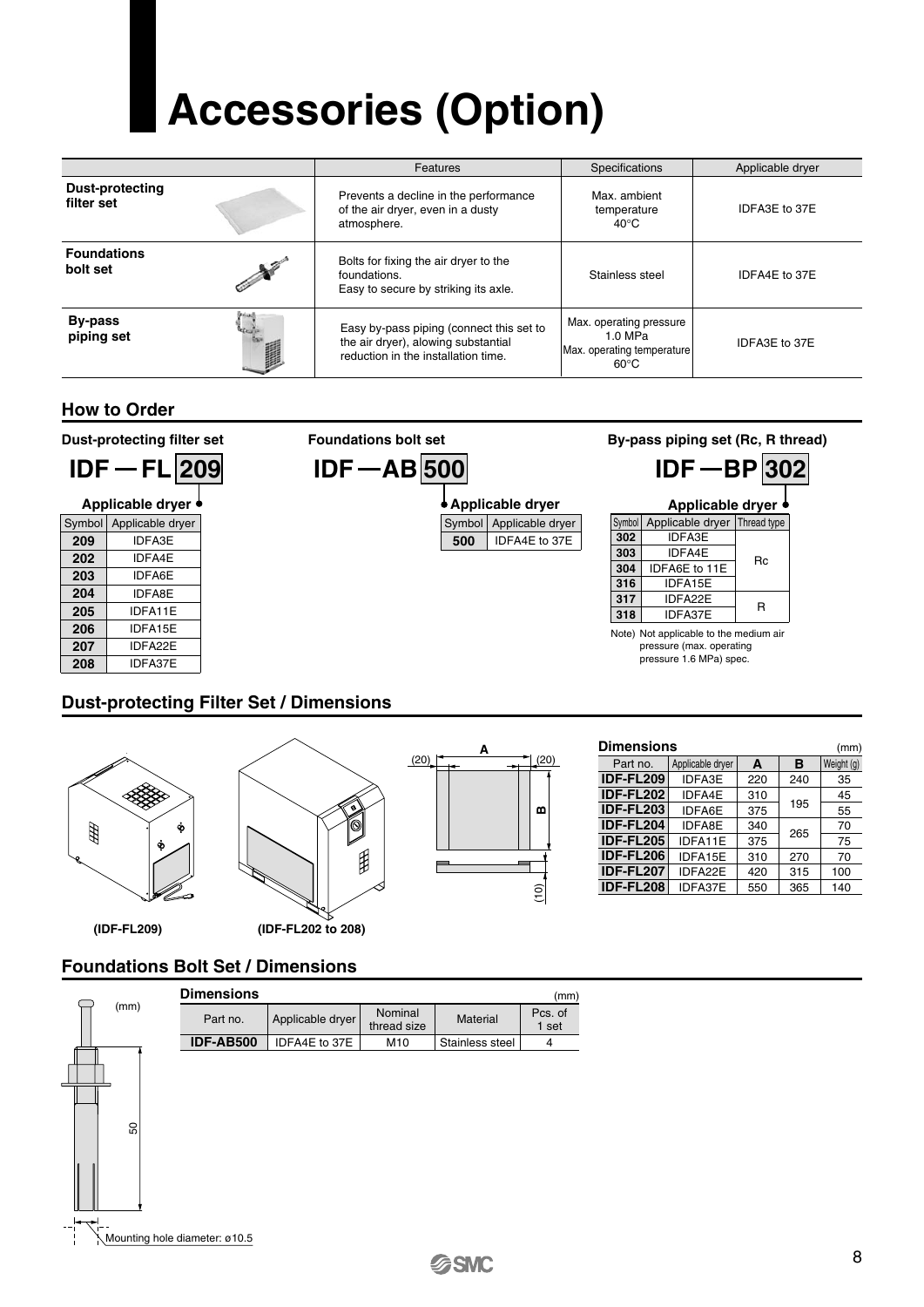# Accessories (Option)

| | Features | Specifications | Applicable dryer |
|---|---|---|---|
| **Dust-protecting filter set** | Prevents a decline in the performance of the air dryer, even in a dusty atmosphere. | Max. ambient temperature 40°C | IDFA3E to 37E |
| **Foundations bolt set** | Bolts for fixing the air dryer to the foundations. Easy to secure by striking its axle. | Stainless steel | IDFA4E to 37E |
| **By-pass piping set** | Easy by-pass piping (connect this set to the air dryer), alowing substantial reduction in the installation time. | Max. operating pressure 1.0 MPa<br>Max. operating temperature 60°C | IDFA3E to 37E |

## How to Order

### Dust-protecting filter set

**IDF — FL 209**

Applicable dryer

| Symbol | Applicable dryer |
|---|---|
| **209** | IDFA3E |
| **202** | IDFA4E |
| **203** | IDFA6E |
| **204** | IDFA8E |
| **205** | IDFA11E |
| **206** | IDFA15E |
| **207** | IDFA22E |
| **208** | IDFA37E |

### Foundations bolt set

**IDF — AB 500**

Applicable dryer

| Symbol | Applicable dryer |
|---|---|
| **500** | IDFA4E to 37E |

### By-pass piping set (Rc, R thread)

**IDF — BP 302**

Applicable dryer

| Symbol | Applicable dryer | Thread type |
|---|---|---|
| **302** | IDFA3E | Rc |
| **303** | IDFA4E | |
| **304** | IDFA6E to 11E | |
| **316** | IDFA15E | |
| **317** | IDFA22E | R |
| **318** | IDFA37E | |

Note) Not applicable to the medium air pressure (max. operating pressure 1.6 MPa) spec.

## Dust-protecting Filter Set / Dimensions

(IDF-FL209) (IDF-FL202 to 208)

**Dimensions** (mm)

| Part no. | Applicable dryer | A | B | Weight (g) |
|---|---|---|---|---|
| **IDF-FL209** | IDFA3E | 220 | 240 | 35 |
| **IDF-FL202** | IDFA4E | 310 | 195 | 45 |
| **IDF-FL203** | IDFA6E | 375 | | 55 |
| **IDF-FL204** | IDFA8E | 340 | 265 | 70 |
| **IDF-FL205** | IDFA11E | 375 | | 75 |
| **IDF-FL206** | IDFA15E | 310 | 270 | 70 |
| **IDF-FL207** | IDFA22E | 420 | 315 | 100 |
| **IDF-FL208** | IDFA37E | 550 | 365 | 140 |

## Foundations Bolt Set / Dimensions

**Dimensions** (mm)

| Part no. | Applicable dryer | Nominal thread size | Material | Pcs. of 1 set |
|---|---|---|---|---|
| **IDF-AB500** | IDFA4E to 37E | M10 | Stainless steel | 4 |

Mounting hole diameter: ø10.5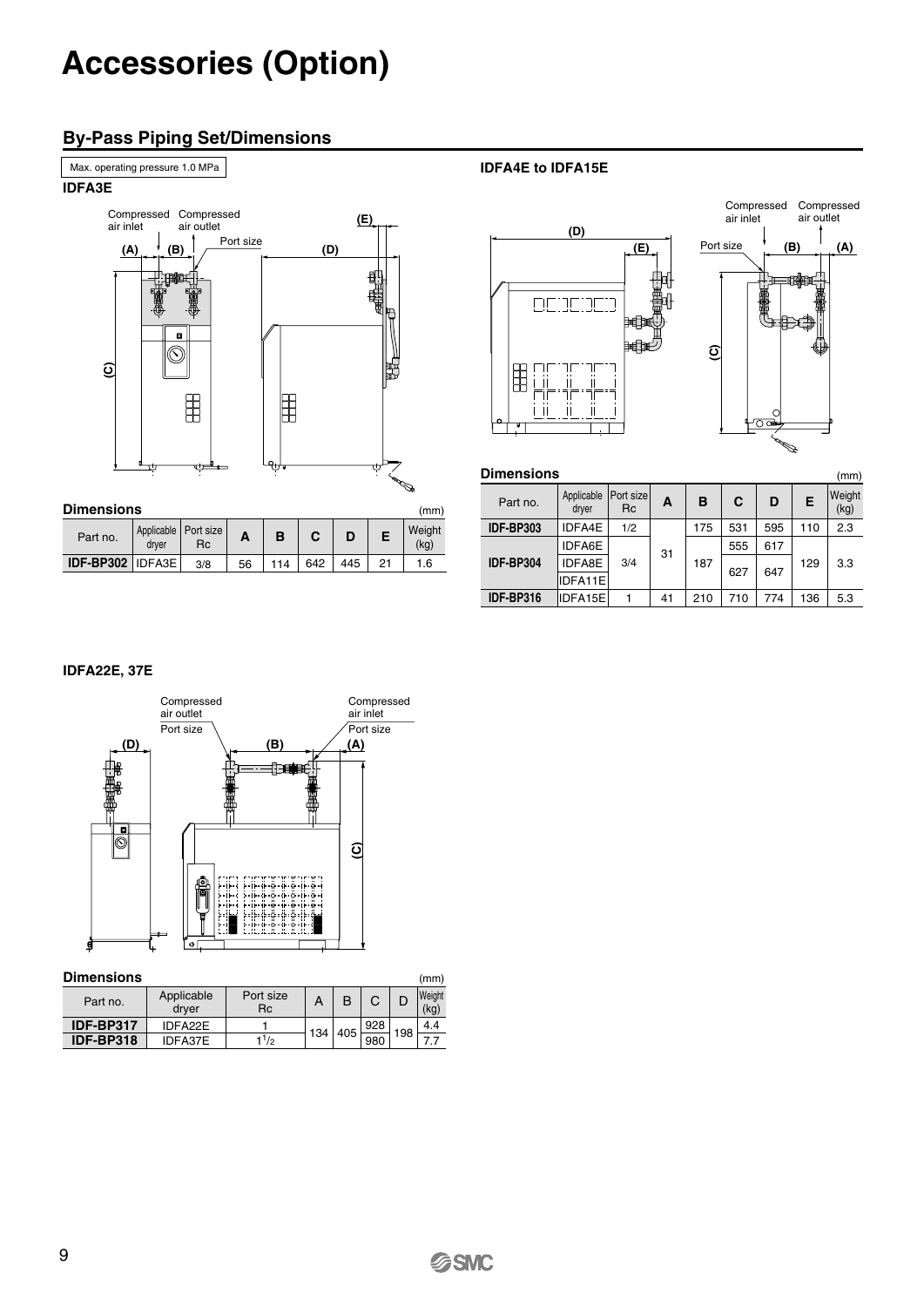# Accessories (Option)

## By-Pass Piping Set/Dimensions

Max. operating pressure 1.0 MPa

### IDFA3E

**Dimensions** (mm)

| Part no. | Applicable dryer | Port size Rc | A | B | C | D | E | Weight (kg) |
|---|---|---|---|---|---|---|---|---|
| IDF-BP302 | IDFA3E | 3/8 | 56 | 114 | 642 | 445 | 21 | 1.6 |

### IDFA4E to IDFA15E

**Dimensions** (mm)

| Part no. | Applicable dryer | Port size Rc | A | B | C | D | E | Weight (kg) |
|---|---|---|---|---|---|---|---|---|
| IDF-BP303 | IDFA4E | 1/2 | 31 | 175 | 531 | 595 | 110 | 2.3 |
| IDF-BP304 | IDFA6E | 3/4 | 31 | 187 | 555 | 617 | 129 | 3.3 |
| | IDFA8E | | | | 627 | 647 | | |
| | IDFA11E | | | | | | | |
| IDF-BP316 | IDFA15E | 1 | 41 | 210 | 710 | 774 | 136 | 5.3 |

### IDFA22E, 37E

**Dimensions** (mm)

| Part no. | Applicable dryer | Port size Rc | A | B | C | D | Weight (kg) |
|---|---|---|---|---|---|---|---|
| IDF-BP317 | IDFA22E | 1 | 134 | 405 | 928 | 198 | 4.4 |
| IDF-BP318 | IDFA37E | 1 1/2 | | | 980 | | 7.7 |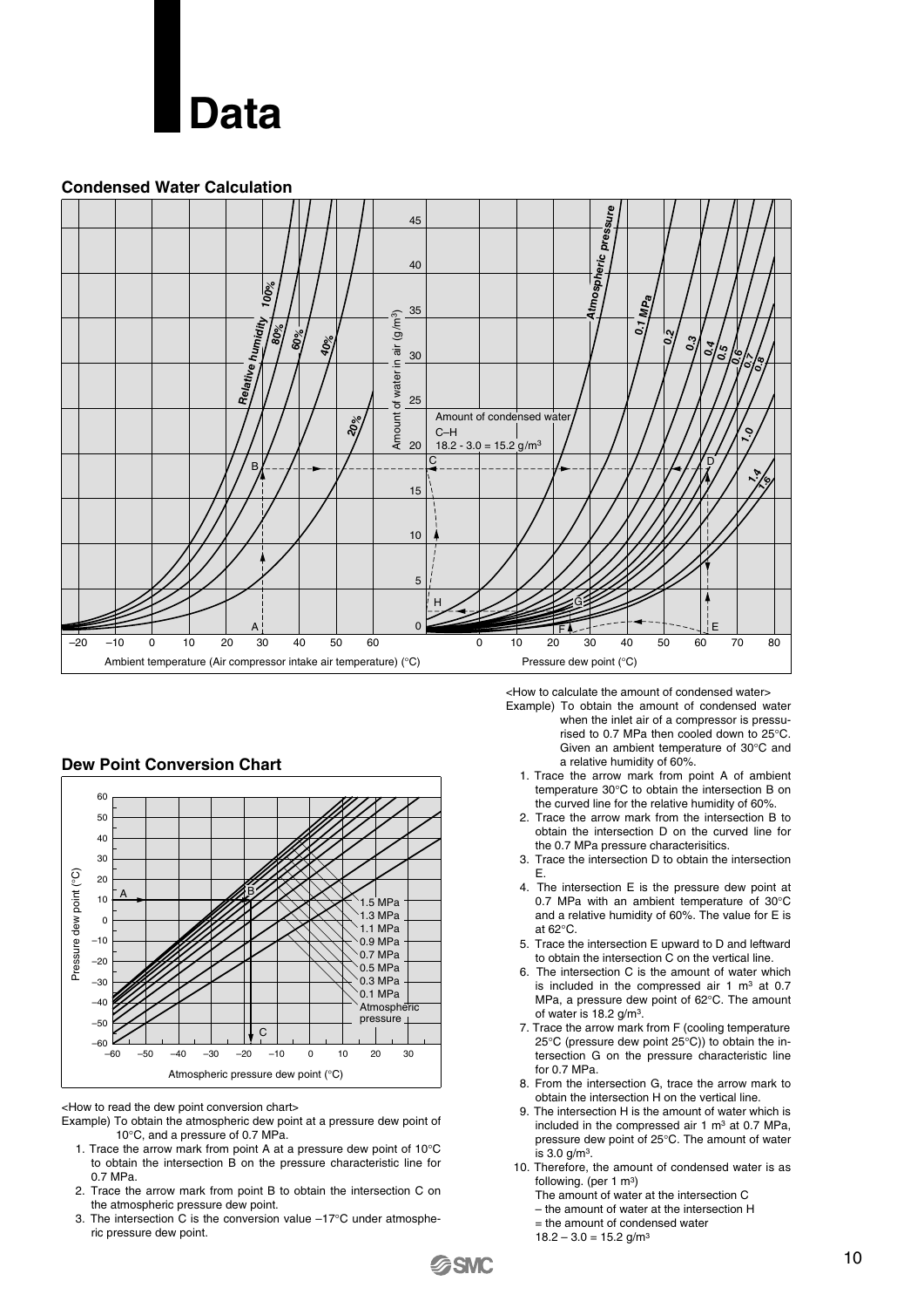# Data

## Condensed Water Calculation

<How to calculate the amount of condensed water>

Example) To obtain the amount of condensed water when the inlet air of a compressor is pressurised to 0.7 MPa then cooled down to 25°C. Given an ambient temperature of 30°C and a relative humidity of 60%.

1. Trace the arrow mark from point A of ambient temperature 30°C to obtain the intersection B on the curved line for the relative humidity of 60%.
2. Trace the arrow mark from the intersection B to obtain the intersection D on the curved line for the 0.7 MPa pressure characterisitics.
3. Trace the intersection D to obtain the intersection E.
4. The intersection E is the pressure dew point at 0.7 MPa with an ambient temperature of 30°C and a relative humidity of 60%. The value for E is at 62°C.
5. Trace the intersection E upward to D and leftward to obtain the intersection C on the vertical line.
6. The intersection C is the amount of water which is included in the compressed air 1 $m^3$ at 0.7 MPa, a pressure dew point of 62°C. The amount of water is 18.2 g/$m^3$.
7. Trace the arrow mark from F (cooling temperature 25°C (pressure dew point 25°C)) to obtain the intersection G on the pressure characteristic line for 0.7 MPa.
8. From the intersection G, trace the arrow mark to obtain the intersection H on the vertical line.
9. The intersection H is the amount of water which is included in the compressed air 1 $m^3$ at 0.7 MPa, pressure dew point of 25°C. The amount of water is 3.0 g/$m^3$.
10. Therefore, the amount of condensed water is as following. (per 1 $m^3$)
    The amount of water at the intersection C
    – the amount of water at the intersection H
    = the amount of condensed water
    18.2 – 3.0 = 15.2 g/$m^3$

## Dew Point Conversion Chart

<How to read the dew point conversion chart>

Example) To obtain the atmospheric dew point at a pressure dew point of 10°C, and a pressure of 0.7 MPa.

1. Trace the arrow mark from point A at a pressure dew point of 10°C to obtain the intersection B on the pressure characteristic line for 0.7 MPa.
2. Trace the arrow mark from point B to obtain the intersection C on the atmospheric pressure dew point.
3. The intersection C is the conversion value –17°C under atmospheric pressure dew point.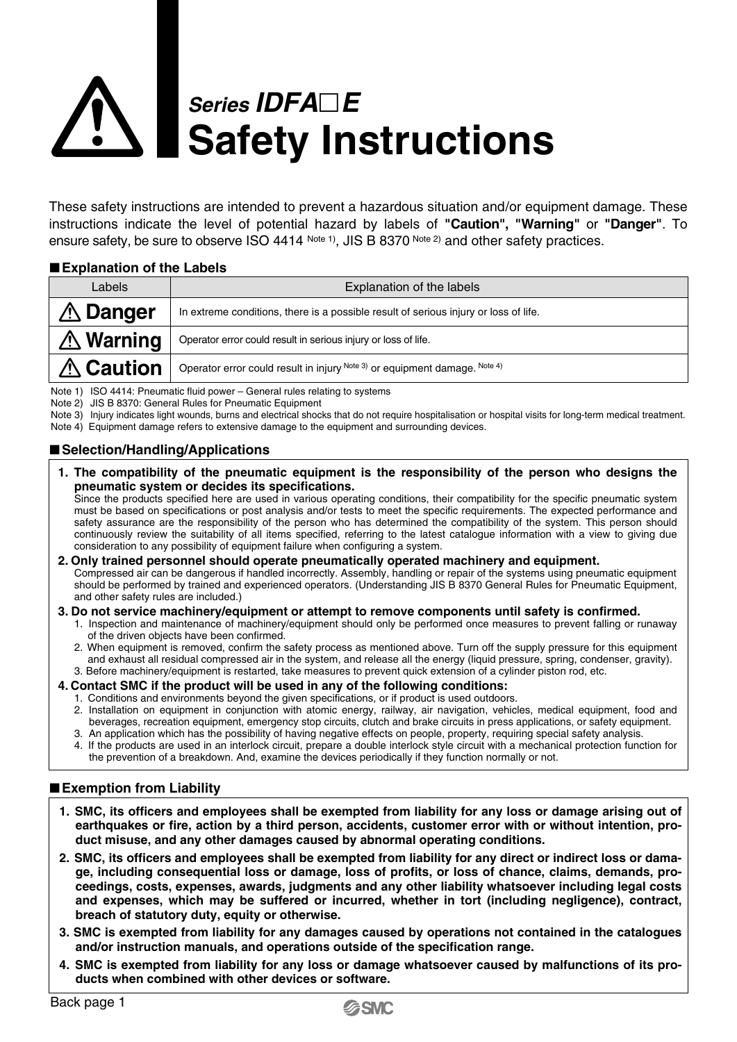# Series IDFA□E Safety Instructions

These safety instructions are intended to prevent a hazardous situation and/or equipment damage. These instructions indicate the level of potential hazard by labels of **"Caution", "Warning"** or **"Danger"**. To ensure safety, be sure to observe ISO 4414 Note 1), JIS B 8370 Note 2) and other safety practices.

## ■ Explanation of the Labels

| Labels | Explanation of the labels |
|---|---|
| ⚠ **Danger** | In extreme conditions, there is a possible result of serious injury or loss of life. |
| ⚠ **Warning** | Operator error could result in serious injury or loss of life. |
| ⚠ **Caution** | Operator error could result in injury Note 3) or equipment damage. Note 4) |

Note 1) ISO 4414: Pneumatic fluid power – General rules relating to systems
Note 2) JIS B 8370: General Rules for Pneumatic Equipment
Note 3) Injury indicates light wounds, burns and electrical shocks that do not require hospitalisation or hospital visits for long-term medical treatment.
Note 4) Equipment damage refers to extensive damage to the equipment and surrounding devices.

## ■ Selection/Handling/Applications

**1. The compatibility of the pneumatic equipment is the responsibility of the person who designs the pneumatic system or decides its specifications.**
Since the products specified here are used in various operating conditions, their compatibility for the specific pneumatic system must be based on specifications or post analysis and/or tests to meet the specific requirements. The expected performance and safety assurance are the responsibility of the person who has determined the compatibility of the system. This person should continuously review the suitability of all items specified, referring to the latest catalogue information with a view to giving due consideration to any possibility of equipment failure when configuring a system.

**2. Only trained personnel should operate pneumatically operated machinery and equipment.**
Compressed air can be dangerous if handled incorrectly. Assembly, handling or repair of the systems using pneumatic equipment should be performed by trained and experienced operators. (Understanding JIS B 8370 General Rules for Pneumatic Equipment, and other safety rules are included.)

**3. Do not service machinery/equipment or attempt to remove components until safety is confirmed.**
1. Inspection and maintenance of machinery/equipment should only be performed once measures to prevent falling or runaway of the driven objects have been confirmed.
2. When equipment is removed, confirm the safety process as mentioned above. Turn off the supply pressure for this equipment and exhaust all residual compressed air in the system, and release all the energy (liquid pressure, spring, condenser, gravity).
3. Before machinery/equipment is restarted, take measures to prevent quick extension of a cylinder piston rod, etc.

**4. Contact SMC if the product will be used in any of the following conditions:**
1. Conditions and environments beyond the given specifications, or if product is used outdoors.
2. Installation on equipment in conjunction with atomic energy, railway, air navigation, vehicles, medical equipment, food and beverages, recreation equipment, emergency stop circuits, clutch and brake circuits in press applications, or safety equipment.
3. An application which has the possibility of having negative effects on people, property, requiring special safety analysis.
4. If the products are used in an interlock circuit, prepare a double interlock style circuit with a mechanical protection function for the prevention of a breakdown. And, examine the devices periodically if they function normally or not.

## ■ Exemption from Liability

1. **SMC, its officers and employees shall be exempted from liability for any loss or damage arising out of earthquakes or fire, action by a third person, accidents, customer error with or without intention, product misuse, and any other damages caused by abnormal operating conditions.**
2. **SMC, its officers and employees shall be exempted from liability for any direct or indirect loss or damage, including consequential loss or damage, loss of profits, or loss of chance, claims, demands, proceedings, costs, expenses, awards, judgments and any other liability whatsoever including legal costs and expenses, which may be suffered or incurred, whether in tort (including negligence), contract, breach of statutory duty, equity or otherwise.**
3. **SMC is exempted from liability for any damages caused by operations not contained in the catalogues and/or instruction manuals, and operations outside of the specification range.**
4. **SMC is exempted from liability for any loss or damage whatsoever caused by malfunctions of its products when combined with other devices or software.**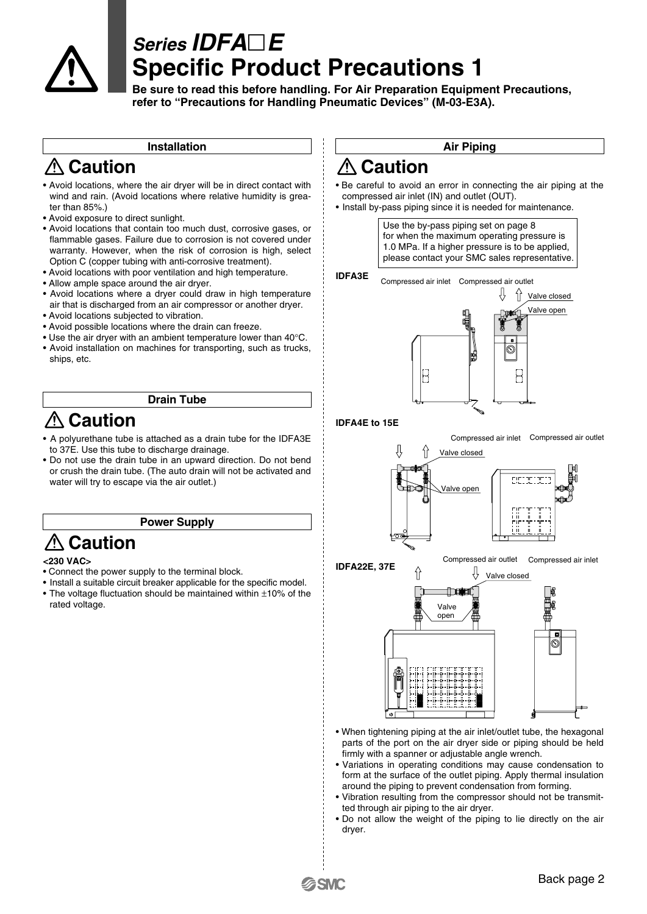# Series IDFA□E
# Specific Product Precautions 1

**Be sure to read this before handling. For Air Preparation Equipment Precautions, refer to "Precautions for Handling Pneumatic Devices" (M-03-E3A).**

## Installation

### ⚠ Caution

- Avoid locations, where the air dryer will be in direct contact with wind and rain. (Avoid locations where relative humidity is greater than 85%.)
- Avoid exposure to direct sunlight.
- Avoid locations that contain too much dust, corrosive gases, or flammable gases. Failure due to corrosion is not covered under warranty. However, when the risk of corrosion is high, select Option C (copper tubing with anti-corrosive treatment).
- Avoid locations with poor ventilation and high temperature.
- Allow ample space around the air dryer.
- Avoid locations where a dryer could draw in high temperature air that is discharged from an air compressor or another dryer.
- Avoid locations subjected to vibration.
- Avoid possible locations where the drain can freeze.
- Use the air dryer with an ambient temperature lower than 40°C.
- Avoid installation on machines for transporting, such as trucks, ships, etc.

## Drain Tube

### ⚠ Caution

- A polyurethane tube is attached as a drain tube for the IDFA3E to 37E. Use this tube to discharge drainage.
- Do not use the drain tube in an upward direction. Do not bend or crush the drain tube. (The auto drain will not be activated and water will try to escape via the air outlet.)

## Power Supply

### ⚠ Caution

**<230 VAC>**

- Connect the power supply to the terminal block.
- Install a suitable circuit breaker applicable for the specific model.
- The voltage fluctuation should be maintained within ±10% of the rated voltage.

## Air Piping

### ⚠ Caution

- Be careful to avoid an error in connecting the air piping at the compressed air inlet (IN) and outlet (OUT).
- Install by-pass piping since it is needed for maintenance.

Use the by-pass piping set on page 8 for when the maximum operating pressure is 1.0 MPa. If a higher pressure is to be applied, please contact your SMC sales representative.

**IDFA3E**

Compressed air inlet / Compressed air outlet / Valve closed / Valve open

**IDFA4E to 15E**

Compressed air inlet / Compressed air outlet / Valve closed / Valve open

**IDFA22E, 37E**

Compressed air outlet / Compressed air inlet / Valve closed / Valve open

- When tightening piping at the air inlet/outlet tube, the hexagonal parts of the port on the air dryer side or piping should be held firmly with a spanner or adjustable angle wrench.
- Variations in operating conditions may cause condensation to form at the surface of the outlet piping. Apply thermal insulation around the piping to prevent condensation from forming.
- Vibration resulting from the compressor should not be transmitted through air piping to the air dryer.
- Do not allow the weight of the piping to lie directly on the air dryer.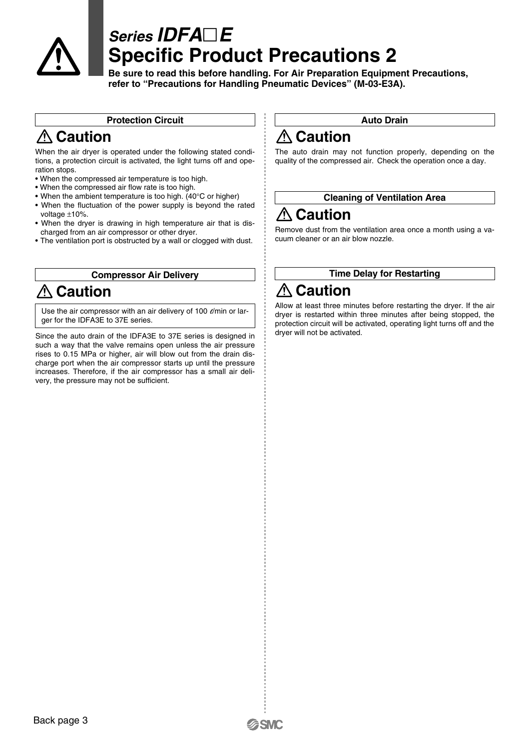# Series IDFA□E
# Specific Product Precautions 2

**Be sure to read this before handling. For Air Preparation Equipment Precautions, refer to "Precautions for Handling Pneumatic Devices" (M-03-E3A).**

### Protection Circuit

## ⚠ Caution

When the air dryer is operated under the following stated conditions, a protection circuit is activated, the light turns off and operation stops.

- When the compressed air temperature is too high.
- When the compressed air flow rate is too high.
- When the ambient temperature is too high. (40°C or higher)
- When the fluctuation of the power supply is beyond the rated voltage ±10%.
- When the dryer is drawing in high temperature air that is discharged from an air compressor or other dryer.
- The ventilation port is obstructed by a wall or clogged with dust.

### Compressor Air Delivery

## ⚠ Caution

Use the air compressor with an air delivery of 100 ℓ/min or larger for the IDFA3E to 37E series.

Since the auto drain of the IDFA3E to 37E series is designed in such a way that the valve remains open unless the air pressure rises to 0.15 MPa or higher, air will blow out from the drain discharge port when the air compressor starts up until the pressure increases. Therefore, if the air compressor has a small air delivery, the pressure may not be sufficient.

### Auto Drain

## ⚠ Caution

The auto drain may not function properly, depending on the quality of the compressed air. Check the operation once a day.

### Cleaning of Ventilation Area

## ⚠ Caution

Remove dust from the ventilation area once a month using a vacuum cleaner or an air blow nozzle.

### Time Delay for Restarting

## ⚠ Caution

Allow at least three minutes before restarting the dryer. If the air dryer is restarted within three minutes after being stopped, the protection circuit will be activated, operating light turns off and the dryer will not be activated.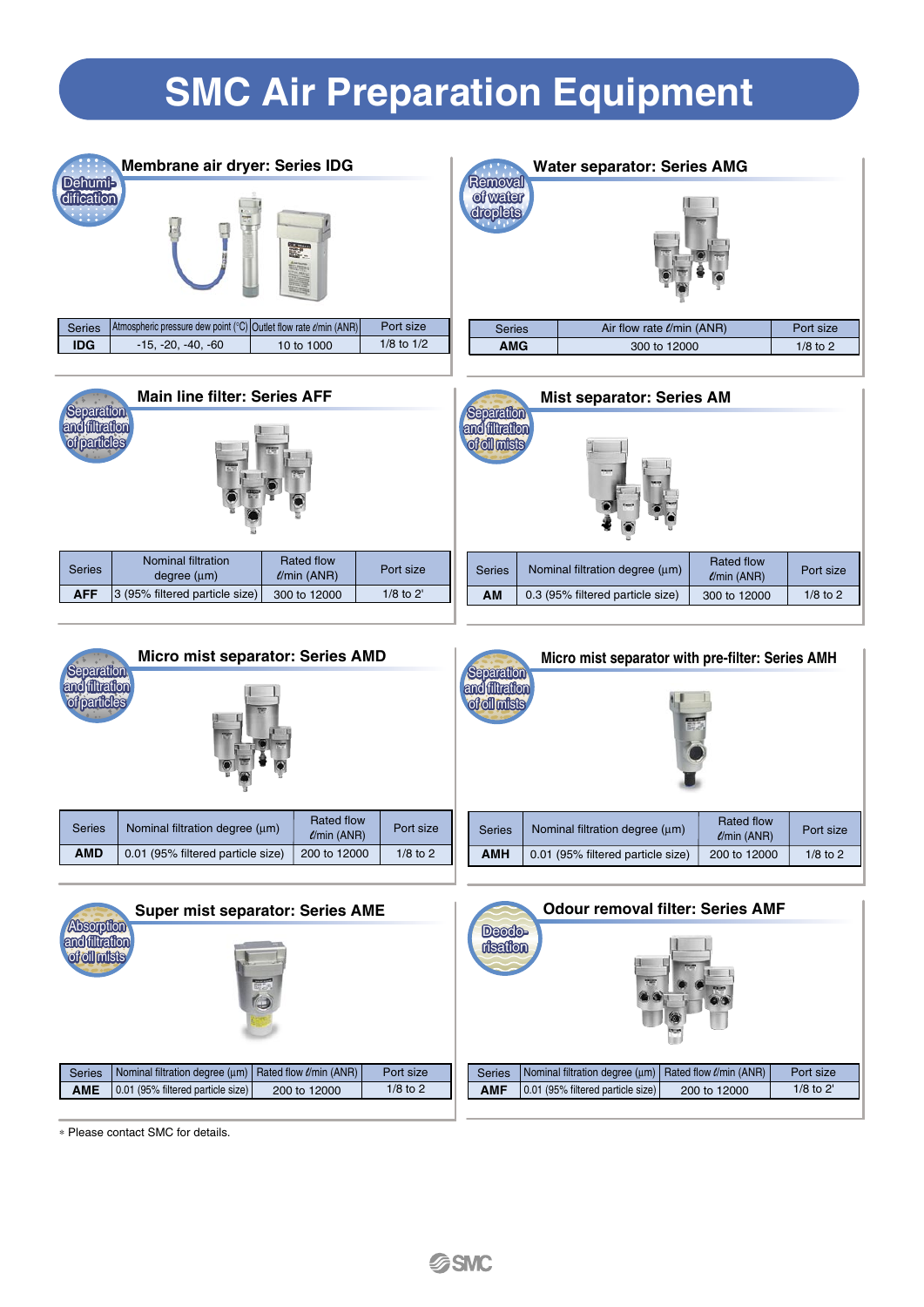# SMC Air Preparation Equipment

## Membrane air dryer: Series IDG

Dehumidification

| Series | Atmospheric pressure dew point (°C) | Outlet flow rate ℓ/min (ANR) | Port size |
|---|---|---|---|
| **IDG** | -15, -20, -40, -60 | 10 to 1000 | 1/8 to 1/2 |

## Water separator: Series AMG

Removal of water droplets

| Series | Air flow rate ℓ/min (ANR) | Port size |
|---|---|---|
| **AMG** | 300 to 12000 | 1/8 to 2 |

## Main line filter: Series AFF

Separation and filtration of particles

| Series | Nominal filtration degree (µm) | Rated flow ℓ/min (ANR) | Port size |
|---|---|---|---|
| **AFF** | 3 (95% filtered particle size) | 300 to 12000 | 1/8 to 2* |

## Mist separator: Series AM

Separation and filtration of oil mists

| Series | Nominal filtration degree (µm) | Rated flow ℓ/min (ANR) | Port size |
|---|---|---|---|
| **AM** | 0.3 (95% filtered particle size) | 300 to 12000 | 1/8 to 2 |

## Micro mist separator: Series AMD

Separation and filtration of particles

| Series | Nominal filtration degree (µm) | Rated flow ℓ/min (ANR) | Port size |
|---|---|---|---|
| **AMD** | 0.01 (95% filtered particle size) | 200 to 12000 | 1/8 to 2 |

## Micro mist separator with pre-filter: Series AMH

Separation and filtration of oil mists

| Series | Nominal filtration degree (µm) | Rated flow ℓ/min (ANR) | Port size |
|---|---|---|---|
| **AMH** | 0.01 (95% filtered particle size) | 200 to 12000 | 1/8 to 2 |

## Super mist separator: Series AME

Absorption and filtration of oil mists

| Series | Nominal filtration degree (µm) | Rated flow ℓ/min (ANR) | Port size |
|---|---|---|---|
| **AME** | 0.01 (95% filtered particle size) | 200 to 12000 | 1/8 to 2 |

## Odour removal filter: Series AMF

Deodorisation

| Series | Nominal filtration degree (µm) | Rated flow ℓ/min (ANR) | Port size |
|---|---|---|---|
| **AMF** | 0.01 (95% filtered particle size) | 200 to 12000 | 1/8 to 2* |

∗ Please contact SMC for details.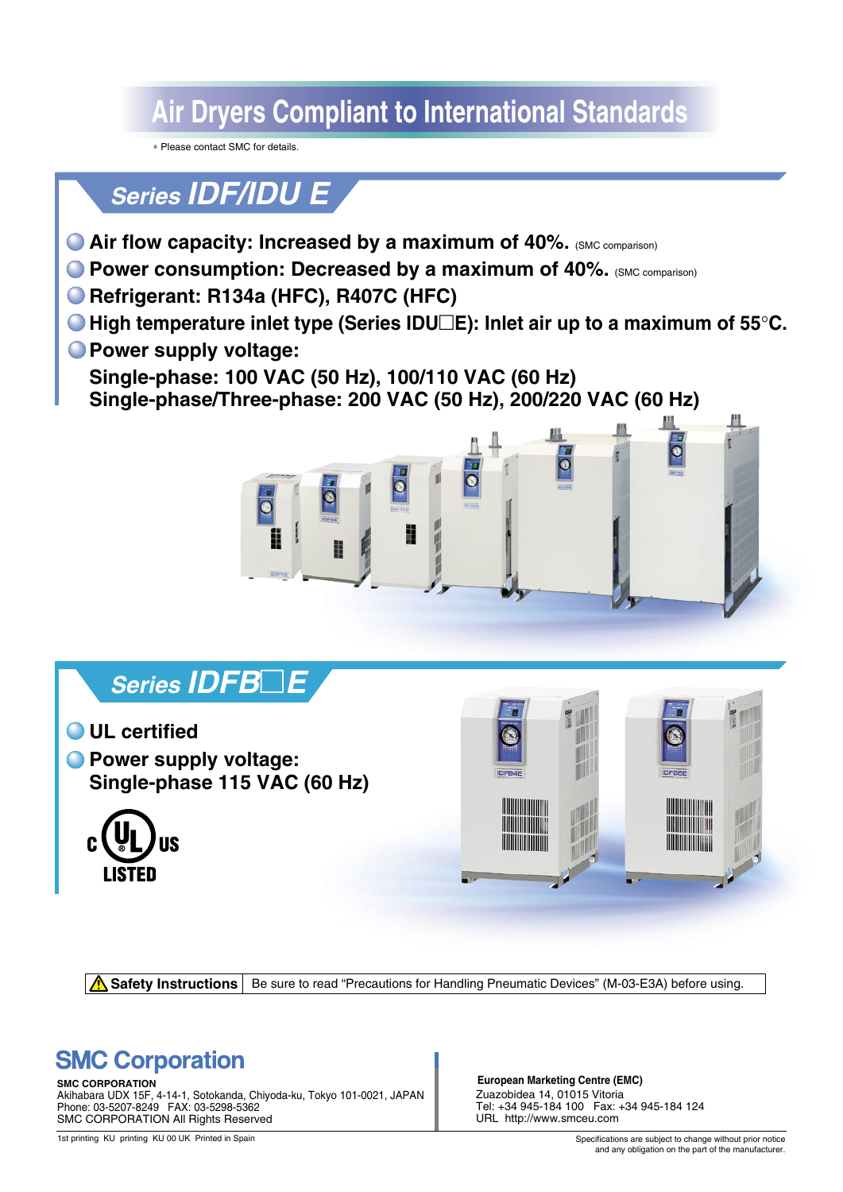# Air Dryers Compliant to International Standards

∗ Please contact SMC for details.

## Series IDF/IDU E

- **Air flow capacity: Increased by a maximum of 40%.** (SMC comparison)
- **Power consumption: Decreased by a maximum of 40%.** (SMC comparison)
- **Refrigerant: R134a (HFC), R407C (HFC)**
- **High temperature inlet type (Series IDU☐E): Inlet air up to a maximum of 55°C.**
- **Power supply voltage:**
  **Single-phase: 100 VAC (50 Hz), 100/110 VAC (60 Hz)**
  **Single-phase/Three-phase: 200 VAC (50 Hz), 200/220 VAC (60 Hz)**

## Series IDFB☐E

- **UL certified**
- **Power supply voltage:**
  **Single-phase 115 VAC (60 Hz)**

c UL us LISTED

| ⚠ Safety Instructions | Be sure to read “Precautions for Handling Pneumatic Devices” (M-03-E3A) before using. |
|---|---|

**SMC Corporation**

**SMC CORPORATION**
Akihabara UDX 15F, 4-14-1, Sotokanda, Chiyoda-ku, Tokyo 101-0021, JAPAN
Phone: 03-5207-8249 FAX: 03-5298-5362
SMC CORPORATION All Rights Reserved

**European Marketing Centre (EMC)**
Zuazobidea 14, 01015 Vitoria
Tel: +34 945-184 100 Fax: +34 945-184 124
URL http://www.smceu.com

1st printing KU printing KU 00 UK Printed in Spain

Specifications are subject to change without prior notice and any obligation on the part of the manufacturer.